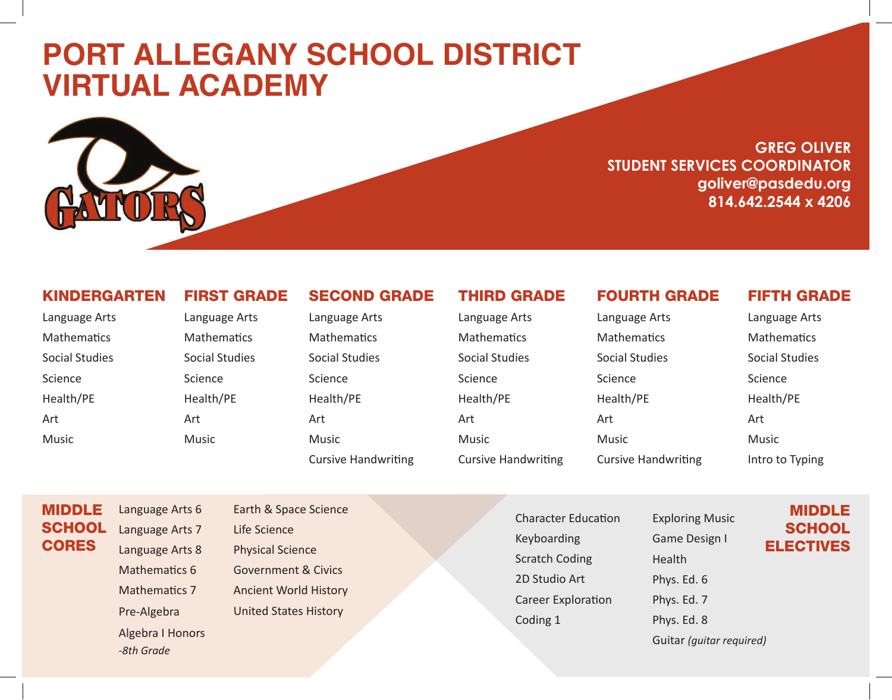# PORT ALLEGANY SCHOOL DISTRICT VIRTUAL ACADEMY

**GREG OLIVER**
**STUDENT SERVICES COORDINATOR**
**goliver@pasdedu.org**
**814.642.2544 x 4206**

| KINDERGARTEN | FIRST GRADE | SECOND GRADE | THIRD GRADE | FOURTH GRADE | FIFTH GRADE |
|---|---|---|---|---|---|
| Language Arts | Language Arts | Language Arts | Language Arts | Language Arts | Language Arts |
| Mathematics | Mathematics | Mathematics | Mathematics | Mathematics | Mathematics |
| Social Studies | Social Studies | Social Studies | Social Studies | Social Studies | Social Studies |
| Science | Science | Science | Science | Science | Science |
| Health/PE | Health/PE | Health/PE | Health/PE | Health/PE | Health/PE |
| Art | Art | Art | Art | Art | Art |
| Music | Music | Music | Music | Music | Music |
| | | Cursive Handwriting | Cursive Handwriting | Cursive Handwriting | Intro to Typing |

## MIDDLE SCHOOL CORES

- Language Arts 6
- Language Arts 7
- Language Arts 8
- Mathematics 6
- Mathematics 7
- Pre-Algebra
- Algebra I Honors *-8th Grade*
- Earth & Space Science
- Life Science
- Physical Science
- Government & Civics
- Ancient World History
- United States History

## MIDDLE SCHOOL ELECTIVES

- Character Education
- Keyboarding
- Scratch Coding
- 2D Studio Art
- Career Exploration
- Coding 1
- Exploring Music
- Game Design I
- Health
- Phys. Ed. 6
- Phys. Ed. 7
- Phys. Ed. 8
- Guitar *(guitar required)*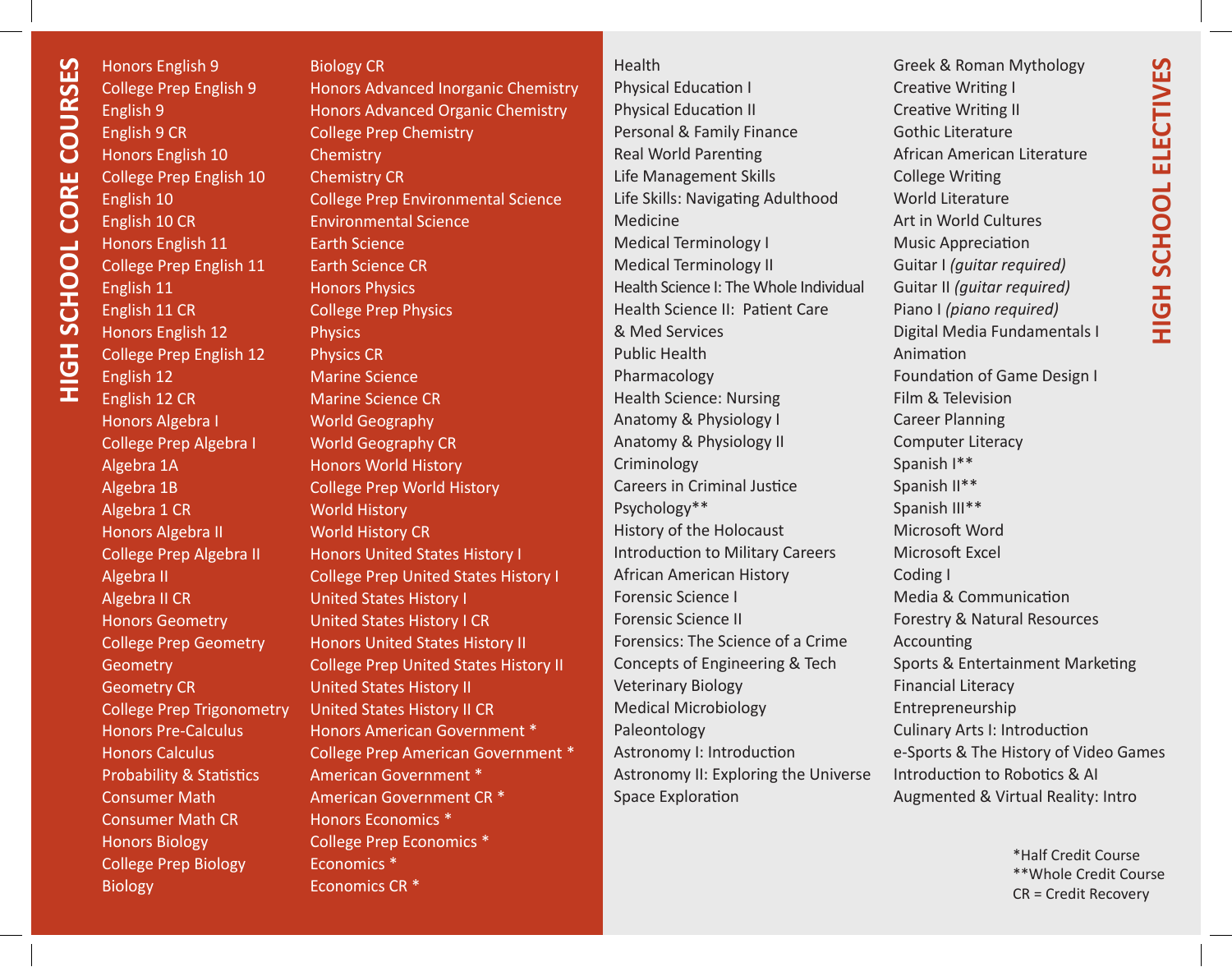## HIGH SCHOOL CORE COURSES

Honors English 9
College Prep English 9
English 9
English 9 CR
Honors English 10
College Prep English 10
English 10
English 10 CR
Honors English 11
College Prep English 11
English 11
English 11 CR
Honors English 12
College Prep English 12
English 12
English 12 CR
Honors Algebra I
College Prep Algebra I
Algebra 1A
Algebra 1B
Algebra 1 CR
Honors Algebra II
College Prep Algebra II
Algebra II
Algebra II CR
Honors Geometry
College Prep Geometry
Geometry
Geometry CR
College Prep Trigonometry
Honors Pre-Calculus
Honors Calculus
Probability & Statistics
Consumer Math
Consumer Math CR
Honors Biology
College Prep Biology
Biology
Biology CR
Honors Advanced Inorganic Chemistry
Honors Advanced Organic Chemistry
College Prep Chemistry
Chemistry
Chemistry CR
College Prep Environmental Science
Environmental Science
Earth Science
Earth Science CR
Honors Physics
College Prep Physics
Physics
Physics CR
Marine Science
Marine Science CR
World Geography
World Geography CR
Honors World History
College Prep World History
World History
World History CR
Honors United States History I
College Prep United States History I
United States History I
United States History I CR
Honors United States History II
College Prep United States History II
United States History II
United States History II CR
Honors American Government *
College Prep American Government *
American Government *
American Government CR *
Honors Economics *
College Prep Economics *
Economics *
Economics CR *

## HIGH SCHOOL ELECTIVES

Health
Physical Education I
Physical Education II
Personal & Family Finance
Real World Parenting
Life Management Skills
Life Skills: Navigating Adulthood
Medicine
Medical Terminology I
Medical Terminology II
Health Science I: The Whole Individual
Health Science II: Patient Care & Med Services
Public Health
Pharmacology
Health Science: Nursing
Anatomy & Physiology I
Anatomy & Physiology II
Criminology
Careers in Criminal Justice
Psychology**
History of the Holocaust
Introduction to Military Careers
African American History
Forensic Science I
Forensic Science II
Forensics: The Science of a Crime
Concepts of Engineering & Tech
Veterinary Biology
Medical Microbiology
Paleontology
Astronomy I: Introduction
Astronomy II: Exploring the Universe
Space Exploration
Greek & Roman Mythology
Creative Writing I
Creative Writing II
Gothic Literature
African American Literature
College Writing
World Literature
Art in World Cultures
Music Appreciation
Guitar I *(guitar required)*
Guitar II *(guitar required)*
Piano I *(piano required)*
Digital Media Fundamentals I
Animation
Foundation of Game Design I
Film & Television
Career Planning
Computer Literacy
Spanish I**
Spanish II**
Spanish III**
Microsoft Word
Microsoft Excel
Coding I
Media & Communication
Forestry & Natural Resources
Accounting
Sports & Entertainment Marketing
Financial Literacy
Entrepreneurship
Culinary Arts I: Introduction
e-Sports & The History of Video Games
Introduction to Robotics & AI
Augmented & Virtual Reality: Intro

*Half Credit Course
**Whole Credit Course
CR = Credit Recovery